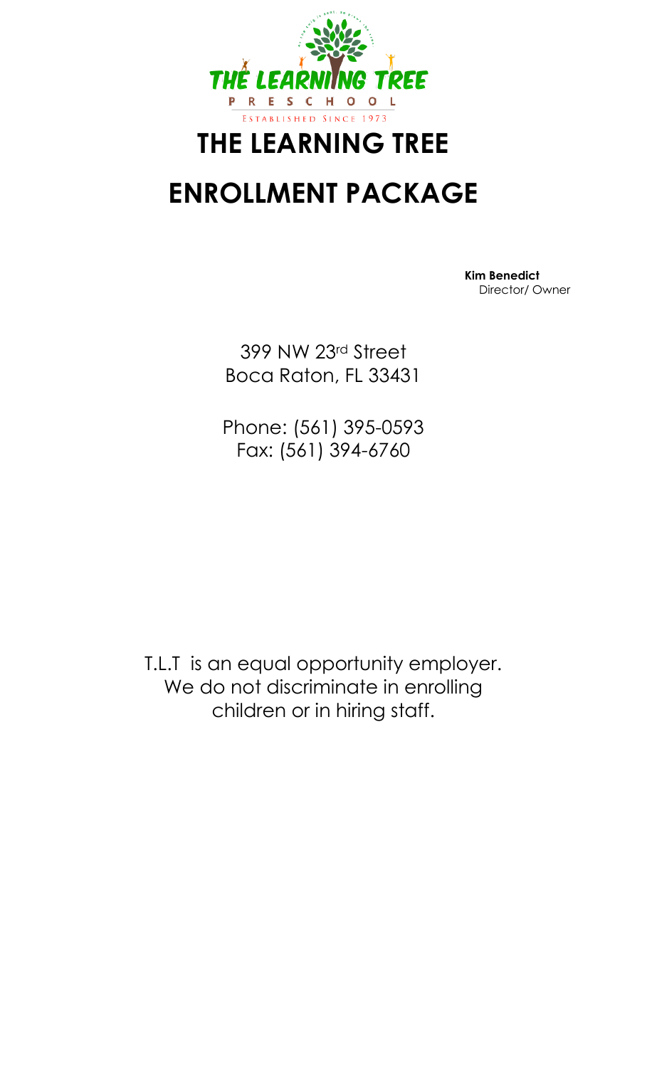THE LEARNING TREE

PRESCHOOL

ESTABLISHED SINCE 1973

# THE LEARNING TREE

# ENROLLMENT PACKAGE

**Kim Benedict**
Director/ Owner

399 NW 23rd Street
Boca Raton, FL 33431

Phone: (561) 395-0593
Fax: (561) 394-6760

T.L.T is an equal opportunity employer.
We do not discriminate in enrolling children or in hiring staff.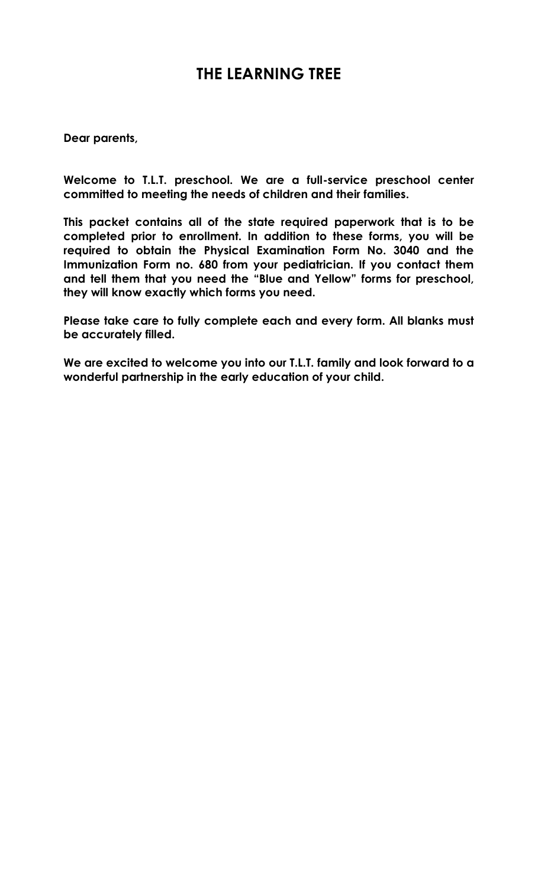# THE LEARNING TREE

**Dear parents,**

**Welcome to T.L.T. preschool. We are a full-service preschool center committed to meeting the needs of children and their families.**

**This packet contains all of the state required paperwork that is to be completed prior to enrollment. In addition to these forms, you will be required to obtain the Physical Examination Form No. 3040 and the Immunization Form no. 680 from your pediatrician. If you contact them and tell them that you need the "Blue and Yellow" forms for preschool, they will know exactly which forms you need.**

**Please take care to fully complete each and every form. All blanks must be accurately filled.**

**We are excited to welcome you into our T.L.T. family and look forward to a wonderful partnership in the early education of your child.**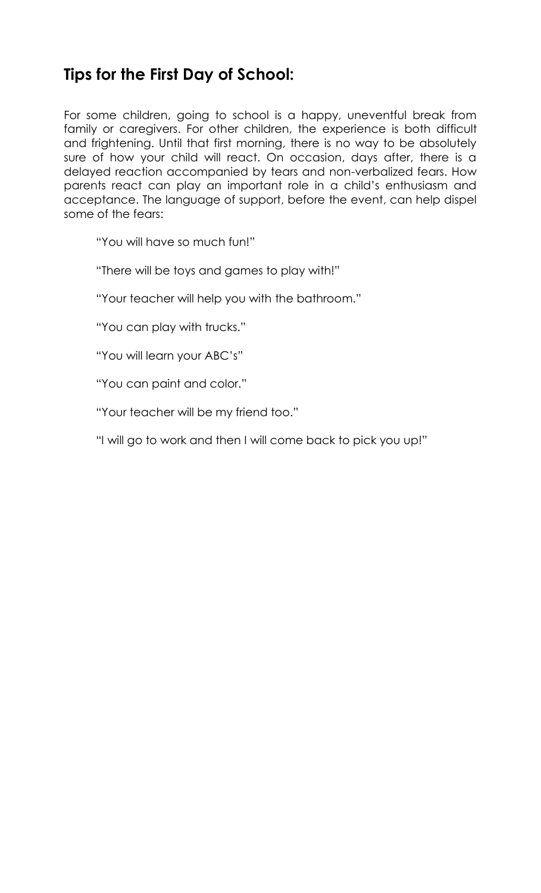## Tips for the First Day of School:

For some children, going to school is a happy, uneventful break from family or caregivers. For other children, the experience is both difficult and frightening. Until that first morning, there is no way to be absolutely sure of how your child will react. On occasion, days after, there is a delayed reaction accompanied by tears and non-verbalized fears. How parents react can play an important role in a child's enthusiasm and acceptance. The language of support, before the event, can help dispel some of the fears:

"You will have so much fun!"

"There will be toys and games to play with!"

"Your teacher will help you with the bathroom."

"You can play with trucks."

"You will learn your ABC's"

"You can paint and color."

"Your teacher will be my friend too."

"I will go to work and then I will come back to pick you up!"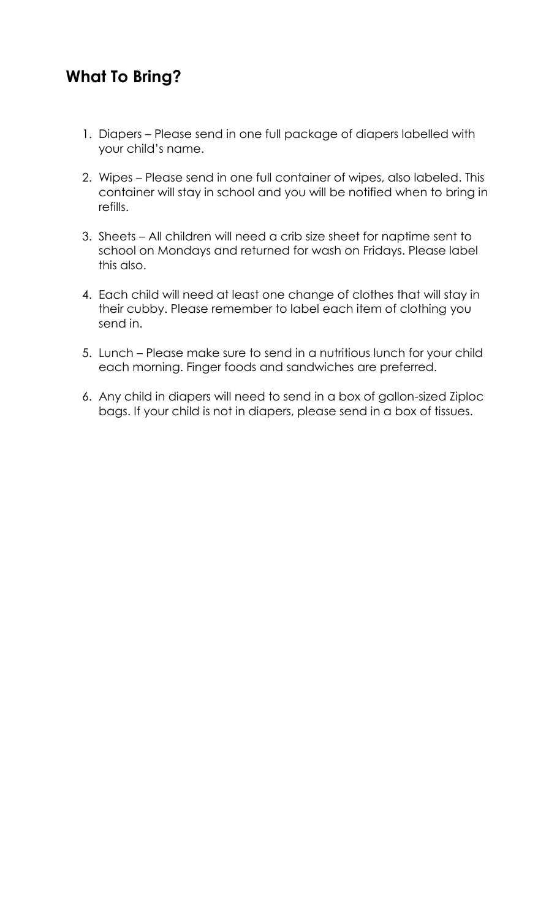## What To Bring?

1. Diapers – Please send in one full package of diapers labelled with your child's name.

2. Wipes – Please send in one full container of wipes, also labeled. This container will stay in school and you will be notified when to bring in refills.

3. Sheets – All children will need a crib size sheet for naptime sent to school on Mondays and returned for wash on Fridays. Please label this also.

4. Each child will need at least one change of clothes that will stay in their cubby. Please remember to label each item of clothing you send in.

5. Lunch – Please make sure to send in a nutritious lunch for your child each morning. Finger foods and sandwiches are preferred.

6. Any child in diapers will need to send in a box of gallon-sized Ziploc bags. If your child is not in diapers, please send in a box of tissues.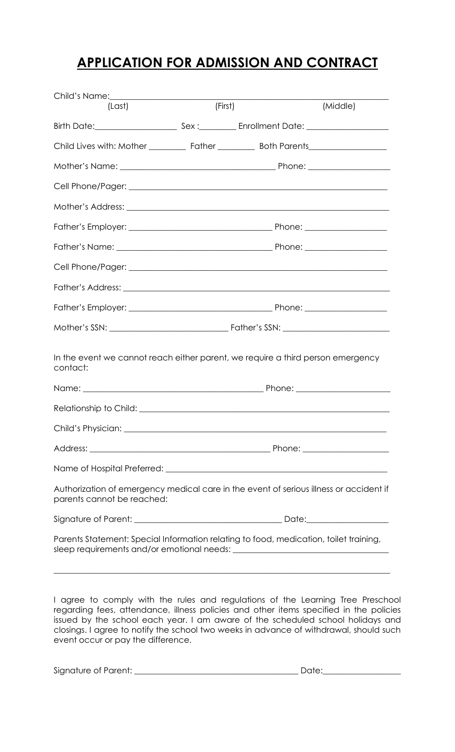# APPLICATION FOR ADMISSION AND CONTRACT

Child's Name:_______________________________________________________________

(Last) (First) (Middle)

Birth Date:__________________ Sex :________ Enrollment Date: __________________

Child Lives with: Mother ________ Father ________ Both Parents_________________

Mother's Name: __________________________________ Phone: __________________

Cell Phone/Pager: ___________________________________________________________

Mother's Address: ___________________________________________________________

Father's Employer: _______________________________ Phone: __________________

Father's Name: __________________________________ Phone: __________________

Cell Phone/Pager: ___________________________________________________________

Father's Address: ___________________________________________________________

Father's Employer: _______________________________ Phone: __________________

Mother's SSN: __________________________ Father's SSN: _______________________

In the event we cannot reach either parent, we require a third person emergency contact:

Name: ________________________________________ Phone: _____________________

Relationship to Child: ________________________________________________________

Child's Physician: ____________________________________________________________

Address: _________________________________________ Phone: ___________________

Name of Hospital Preferred: ___________________________________________________

Authorization of emergency medical care in the event of serious illness or accident if parents cannot be reached:

Signature of Parent: __________________________________ Date:__________________

Parents Statement: Special Information relating to food, medication, toilet training, sleep requirements and/or emotional needs: __________________________________

______________________________________________________________________________

I agree to comply with the rules and regulations of the Learning Tree Preschool regarding fees, attendance, illness policies and other items specified in the policies issued by the school each year. I am aware of the scheduled school holidays and closings. I agree to notify the school two weeks in advance of withdrawal, should such event occur or pay the difference.

Signature of Parent: ______________________________________ Date:_________________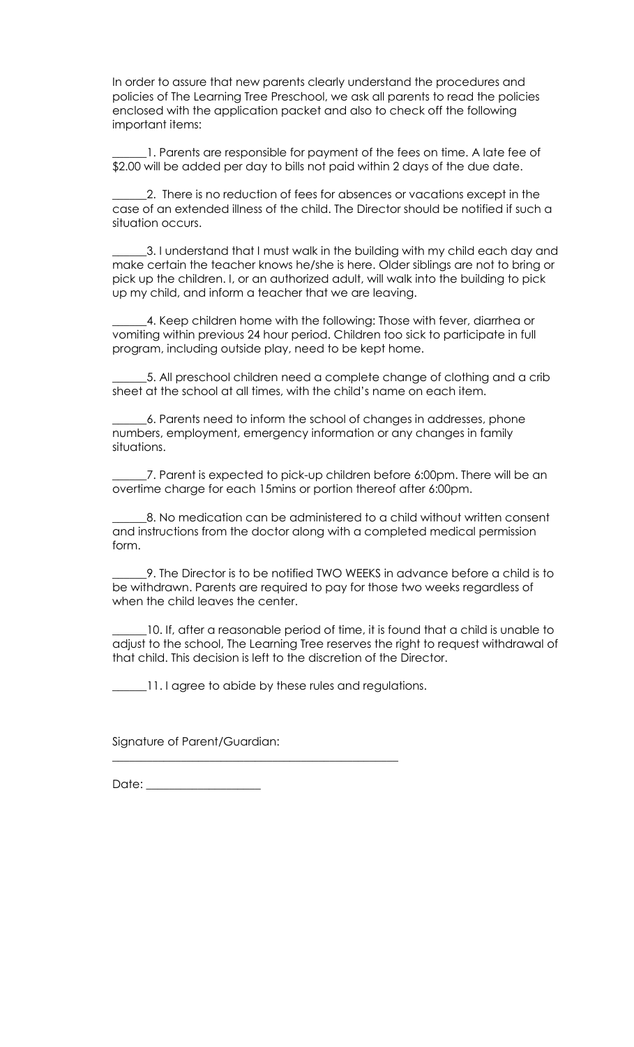In order to assure that new parents clearly understand the procedures and policies of The Learning Tree Preschool, we ask all parents to read the policies enclosed with the application packet and also to check off the following important items:

______1. Parents are responsible for payment of the fees on time. A late fee of $2.00 will be added per day to bills not paid within 2 days of the due date.

______2. There is no reduction of fees for absences or vacations except in the case of an extended illness of the child. The Director should be notified if such a situation occurs.

______3. I understand that I must walk in the building with my child each day and make certain the teacher knows he/she is here. Older siblings are not to bring or pick up the children. I, or an authorized adult, will walk into the building to pick up my child, and inform a teacher that we are leaving.

______4. Keep children home with the following: Those with fever, diarrhea or vomiting within previous 24 hour period. Children too sick to participate in full program, including outside play, need to be kept home.

______5. All preschool children need a complete change of clothing and a crib sheet at the school at all times, with the child's name on each item.

______6. Parents need to inform the school of changes in addresses, phone numbers, employment, emergency information or any changes in family situations.

______7. Parent is expected to pick-up children before 6:00pm. There will be an overtime charge for each 15mins or portion thereof after 6:00pm.

______8. No medication can be administered to a child without written consent and instructions from the doctor along with a completed medical permission form.

______9. The Director is to be notified TWO WEEKS in advance before a child is to be withdrawn. Parents are required to pay for those two weeks regardless of when the child leaves the center.

______10. If, after a reasonable period of time, it is found that a child is unable to adjust to the school, The Learning Tree reserves the right to request withdrawal of that child. This decision is left to the discretion of the Director.

______11. I agree to abide by these rules and regulations.

Signature of Parent/Guardian:

______________________________________________

Date: ____________________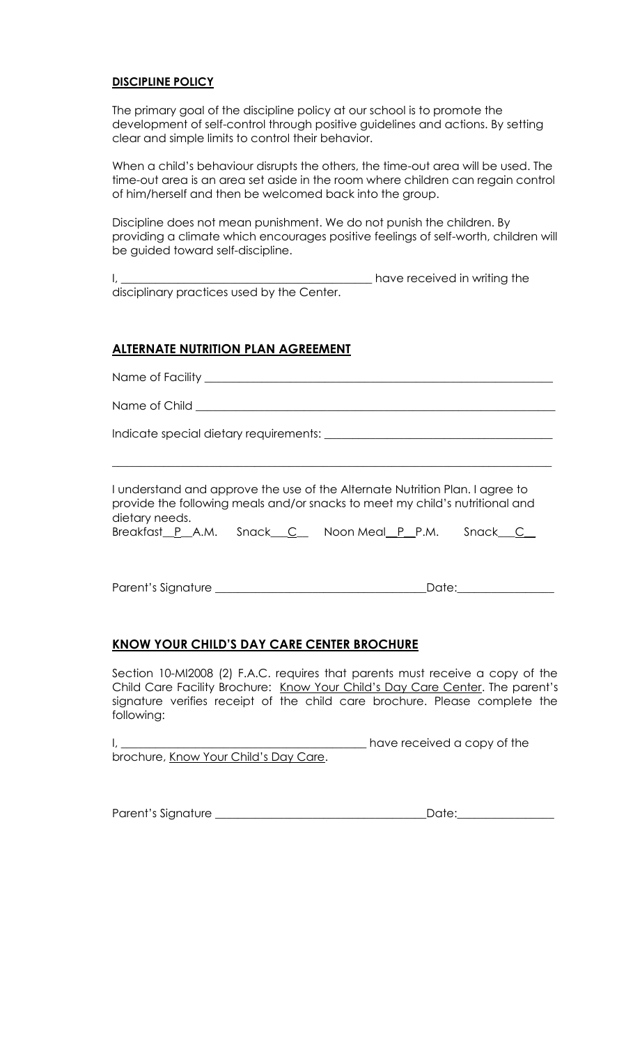**DISCIPLINE POLICY**

The primary goal of the discipline policy at our school is to promote the development of self-control through positive guidelines and actions. By setting clear and simple limits to control their behavior.

When a child's behaviour disrupts the others, the time-out area will be used. The time-out area is an area set aside in the room where children can regain control of him/herself and then be welcomed back into the group.

Discipline does not mean punishment. We do not punish the children. By providing a climate which encourages positive feelings of self-worth, children will be guided toward self-discipline.

I, ___________________________________________ have received in writing the disciplinary practices used by the Center.

**ALTERNATE NUTRITION PLAN AGREEMENT**

Name of Facility ______________________________________________________________

Name of Child ________________________________________________________________

Indicate special dietary requirements: ______________________________________

_____________________________________________________________________________

I understand and approve the use of the Alternate Nutrition Plan. I agree to provide the following meals and/or snacks to meet my child's nutritional and dietary needs.

Breakfast__P__A.M. Snack___C__ Noon Meal__P__P.M. Snack___C__

Parent's Signature ____________________________________Date:_________________

**KNOW YOUR CHILD'S DAY CARE CENTER BROCHURE**

Section 10-MI2008 (2) F.A.C. requires that parents must receive a copy of the Child Care Facility Brochure: Know Your Child's Day Care Center. The parent's signature verifies receipt of the child care brochure. Please complete the following:

I, ___________________________________________ have received a copy of the brochure, Know Your Child's Day Care.

Parent's Signature ____________________________________Date:_________________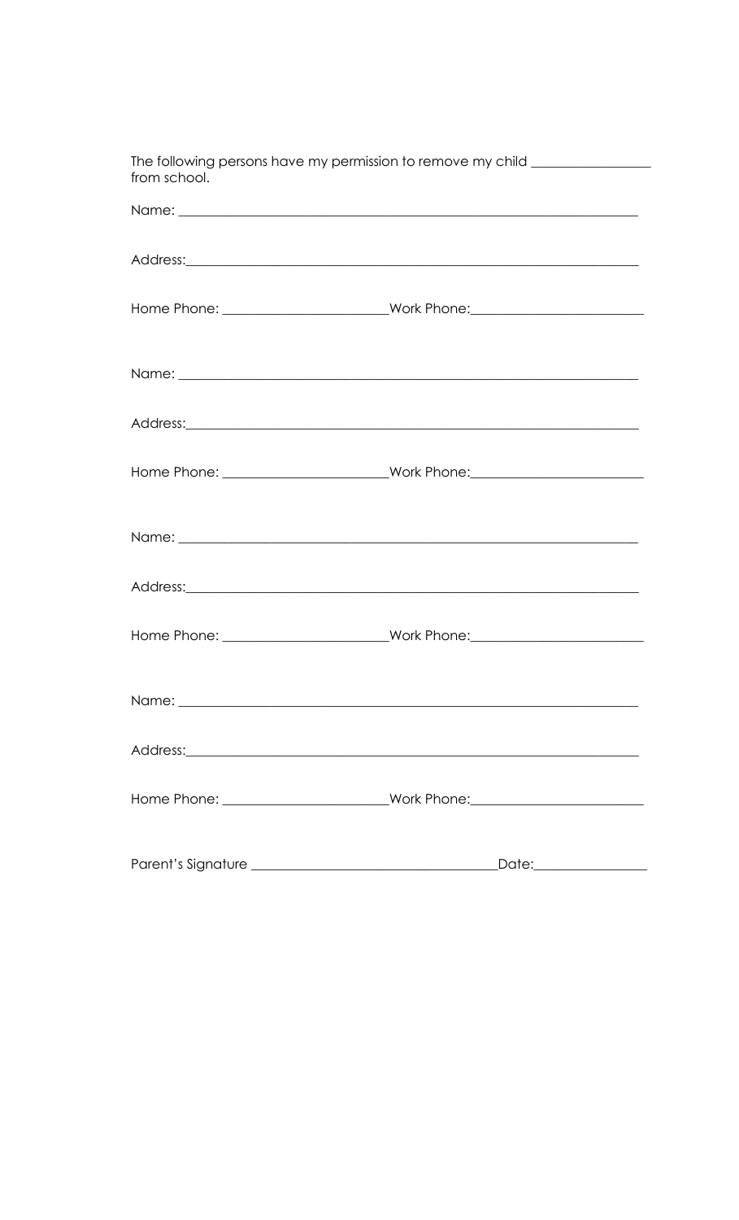The following persons have my permission to remove my child _________________ from school.

Name: ____________________________________________________________________

Address:__________________________________________________________________

Home Phone: _______________________Work Phone:________________________

Name: ____________________________________________________________________

Address:__________________________________________________________________

Home Phone: _______________________Work Phone:________________________

Name: ____________________________________________________________________

Address:__________________________________________________________________

Home Phone: _______________________Work Phone:________________________

Name: ____________________________________________________________________

Address:__________________________________________________________________

Home Phone: _______________________Work Phone:________________________

Parent's Signature __________________________________Date:________________